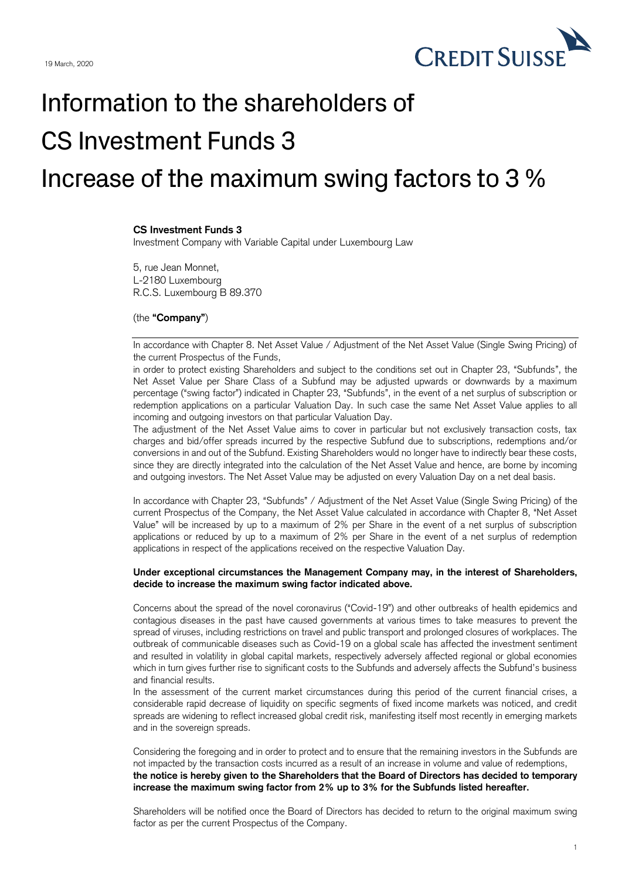19 March, 2020

# Information to the shareholders of CS Investment Funds 3 Increase of the maximum swing factors to 3 %

**CS Investment Funds 3**
Investment Company with Variable Capital under Luxembourg Law

5, rue Jean Monnet,
L-2180 Luxembourg
R.C.S. Luxembourg B 89.370

(the **"Company"**)

In accordance with Chapter 8. Net Asset Value / Adjustment of the Net Asset Value (Single Swing Pricing) of the current Prospectus of the Funds,
in order to protect existing Shareholders and subject to the conditions set out in Chapter 23, "Subfunds", the Net Asset Value per Share Class of a Subfund may be adjusted upwards or downwards by a maximum percentage ("swing factor") indicated in Chapter 23, "Subfunds", in the event of a net surplus of subscription or redemption applications on a particular Valuation Day. In such case the same Net Asset Value applies to all incoming and outgoing investors on that particular Valuation Day.
The adjustment of the Net Asset Value aims to cover in particular but not exclusively transaction costs, tax charges and bid/offer spreads incurred by the respective Subfund due to subscriptions, redemptions and/or conversions in and out of the Subfund. Existing Shareholders would no longer have to indirectly bear these costs, since they are directly integrated into the calculation of the Net Asset Value and hence, are borne by incoming and outgoing investors. The Net Asset Value may be adjusted on every Valuation Day on a net deal basis.

In accordance with Chapter 23, "Subfunds" / Adjustment of the Net Asset Value (Single Swing Pricing) of the current Prospectus of the Company, the Net Asset Value calculated in accordance with Chapter 8, "Net Asset Value" will be increased by up to a maximum of 2% per Share in the event of a net surplus of subscription applications or reduced by up to a maximum of 2% per Share in the event of a net surplus of redemption applications in respect of the applications received on the respective Valuation Day.

**Under exceptional circumstances the Management Company may, in the interest of Shareholders, decide to increase the maximum swing factor indicated above.**

Concerns about the spread of the novel coronavirus ("Covid-19") and other outbreaks of health epidemics and contagious diseases in the past have caused governments at various times to take measures to prevent the spread of viruses, including restrictions on travel and public transport and prolonged closures of workplaces. The outbreak of communicable diseases such as Covid-19 on a global scale has affected the investment sentiment and resulted in volatility in global capital markets, respectively adversely affected regional or global economies which in turn gives further rise to significant costs to the Subfunds and adversely affects the Subfund's business and financial results.
In the assessment of the current market circumstances during this period of the current financial crises, a considerable rapid decrease of liquidity on specific segments of fixed income markets was noticed, and credit spreads are widening to reflect increased global credit risk, manifesting itself most recently in emerging markets and in the sovereign spreads.

Considering the foregoing and in order to protect and to ensure that the remaining investors in the Subfunds are not impacted by the transaction costs incurred as a result of an increase in volume and value of redemptions,
**the notice is hereby given to the Shareholders that the Board of Directors has decided to temporary increase the maximum swing factor from 2% up to 3% for the Subfunds listed hereafter.**

Shareholders will be notified once the Board of Directors has decided to return to the original maximum swing factor as per the current Prospectus of the Company.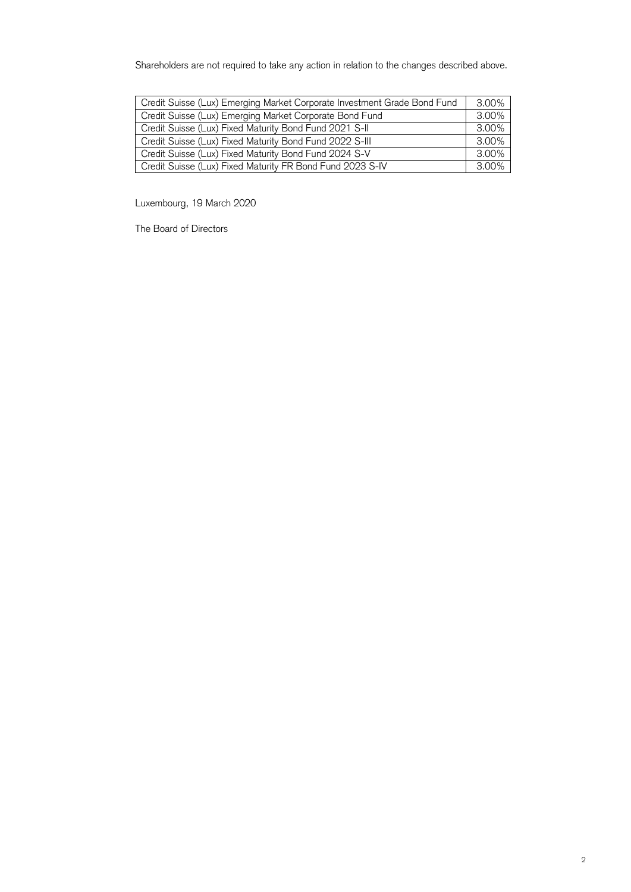Shareholders are not required to take any action in relation to the changes described above.

| | |
|---|---|
| Credit Suisse (Lux) Emerging Market Corporate Investment Grade Bond Fund | 3.00% |
| Credit Suisse (Lux) Emerging Market Corporate Bond Fund | 3.00% |
| Credit Suisse (Lux) Fixed Maturity Bond Fund 2021 S-II | 3.00% |
| Credit Suisse (Lux) Fixed Maturity Bond Fund 2022 S-III | 3.00% |
| Credit Suisse (Lux) Fixed Maturity Bond Fund 2024 S-V | 3.00% |
| Credit Suisse (Lux) Fixed Maturity FR Bond Fund 2023 S-IV | 3.00% |

Luxembourg, 19 March 2020

The Board of Directors